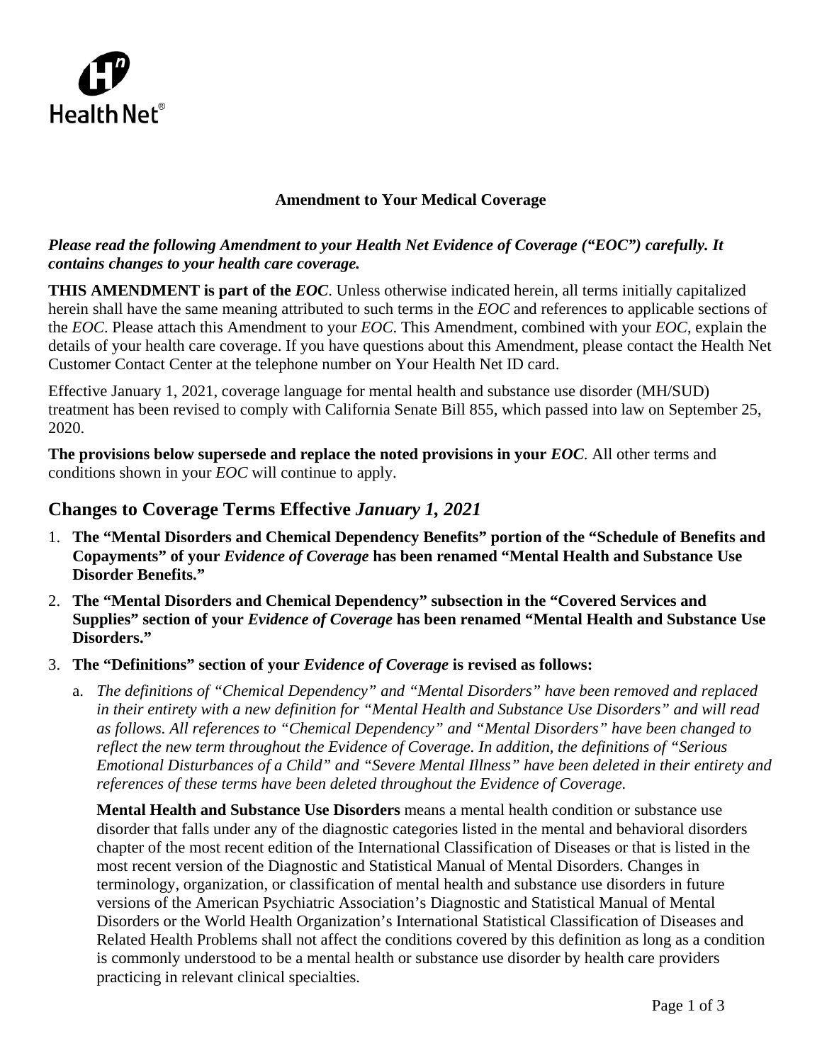Health Net®

**Amendment to Your Medical Coverage**

***Please read the following Amendment to your Health Net Evidence of Coverage ("EOC") carefully. It contains changes to your health care coverage.***

**THIS AMENDMENT is part of the *EOC***. Unless otherwise indicated herein, all terms initially capitalized herein shall have the same meaning attributed to such terms in the *EOC* and references to applicable sections of the *EOC*. Please attach this Amendment to your *EOC*. This Amendment, combined with your *EOC*, explain the details of your health care coverage. If you have questions about this Amendment, please contact the Health Net Customer Contact Center at the telephone number on Your Health Net ID card.

Effective January 1, 2021, coverage language for mental health and substance use disorder (MH/SUD) treatment has been revised to comply with California Senate Bill 855, which passed into law on September 25, 2020.

**The provisions below supersede and replace the noted provisions in your *EOC***. All other terms and conditions shown in your *EOC* will continue to apply.

## Changes to Coverage Terms Effective *January 1, 2021*

1. **The "Mental Disorders and Chemical Dependency Benefits" portion of the "Schedule of Benefits and Copayments" of your *Evidence of Coverage* has been renamed "Mental Health and Substance Use Disorder Benefits."**
2. **The "Mental Disorders and Chemical Dependency" subsection in the "Covered Services and Supplies" section of your *Evidence of Coverage* has been renamed "Mental Health and Substance Use Disorders."**
3. **The "Definitions" section of your *Evidence of Coverage* is revised as follows:**

   a. *The definitions of "Chemical Dependency" and "Mental Disorders" have been removed and replaced in their entirety with a new definition for "Mental Health and Substance Use Disorders" and will read as follows. All references to "Chemical Dependency" and "Mental Disorders" have been changed to reflect the new term throughout the Evidence of Coverage. In addition, the definitions of "Serious Emotional Disturbances of a Child" and "Severe Mental Illness" have been deleted in their entirety and references of these terms have been deleted throughout the Evidence of Coverage.*

   **Mental Health and Substance Use Disorders** means a mental health condition or substance use disorder that falls under any of the diagnostic categories listed in the mental and behavioral disorders chapter of the most recent edition of the International Classification of Diseases or that is listed in the most recent version of the Diagnostic and Statistical Manual of Mental Disorders. Changes in terminology, organization, or classification of mental health and substance use disorders in future versions of the American Psychiatric Association's Diagnostic and Statistical Manual of Mental Disorders or the World Health Organization's International Statistical Classification of Diseases and Related Health Problems shall not affect the conditions covered by this definition as long as a condition is commonly understood to be a mental health or substance use disorder by health care providers practicing in relevant clinical specialties.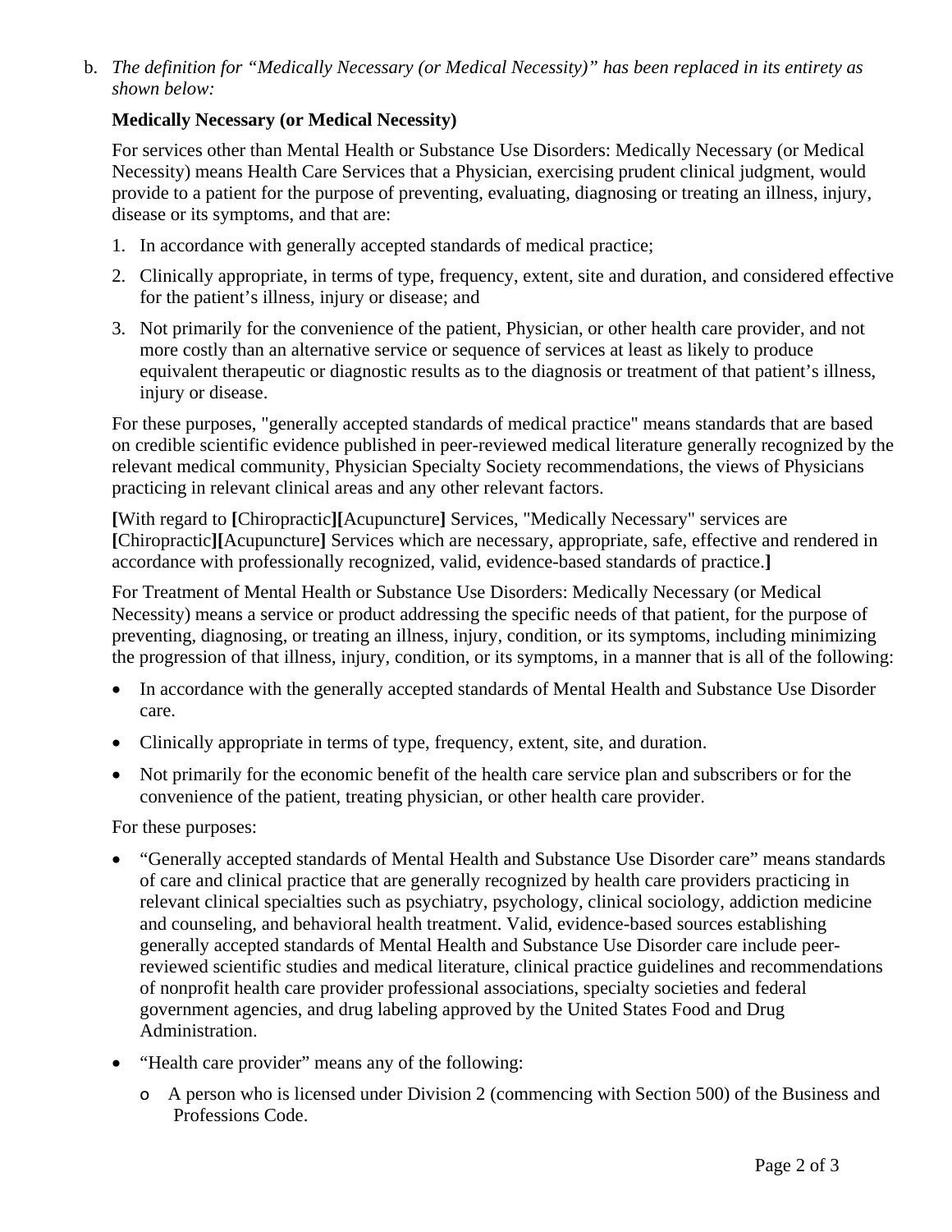b. *The definition for "Medically Necessary (or Medical Necessity)" has been replaced in its entirety as shown below:*

**Medically Necessary (or Medical Necessity)**

For services other than Mental Health or Substance Use Disorders: Medically Necessary (or Medical Necessity) means Health Care Services that a Physician, exercising prudent clinical judgment, would provide to a patient for the purpose of preventing, evaluating, diagnosing or treating an illness, injury, disease or its symptoms, and that are:

1. In accordance with generally accepted standards of medical practice;
2. Clinically appropriate, in terms of type, frequency, extent, site and duration, and considered effective for the patient's illness, injury or disease; and
3. Not primarily for the convenience of the patient, Physician, or other health care provider, and not more costly than an alternative service or sequence of services at least as likely to produce equivalent therapeutic or diagnostic results as to the diagnosis or treatment of that patient's illness, injury or disease.

For these purposes, "generally accepted standards of medical practice" means standards that are based on credible scientific evidence published in peer-reviewed medical literature generally recognized by the relevant medical community, Physician Specialty Society recommendations, the views of Physicians practicing in relevant clinical areas and any other relevant factors.

**[**With regard to **[**Chiropractic**][**Acupuncture**]** Services, "Medically Necessary" services are **[**Chiropractic**][**Acupuncture**]** Services which are necessary, appropriate, safe, effective and rendered in accordance with professionally recognized, valid, evidence-based standards of practice.**]**

For Treatment of Mental Health or Substance Use Disorders: Medically Necessary (or Medical Necessity) means a service or product addressing the specific needs of that patient, for the purpose of preventing, diagnosing, or treating an illness, injury, condition, or its symptoms, including minimizing the progression of that illness, injury, condition, or its symptoms, in a manner that is all of the following:

- In accordance with the generally accepted standards of Mental Health and Substance Use Disorder care.
- Clinically appropriate in terms of type, frequency, extent, site, and duration.
- Not primarily for the economic benefit of the health care service plan and subscribers or for the convenience of the patient, treating physician, or other health care provider.

For these purposes:

- "Generally accepted standards of Mental Health and Substance Use Disorder care" means standards of care and clinical practice that are generally recognized by health care providers practicing in relevant clinical specialties such as psychiatry, psychology, clinical sociology, addiction medicine and counseling, and behavioral health treatment. Valid, evidence-based sources establishing generally accepted standards of Mental Health and Substance Use Disorder care include peer-reviewed scientific studies and medical literature, clinical practice guidelines and recommendations of nonprofit health care provider professional associations, specialty societies and federal government agencies, and drug labeling approved by the United States Food and Drug Administration.
- "Health care provider" means any of the following:
  - A person who is licensed under Division 2 (commencing with Section 500) of the Business and Professions Code.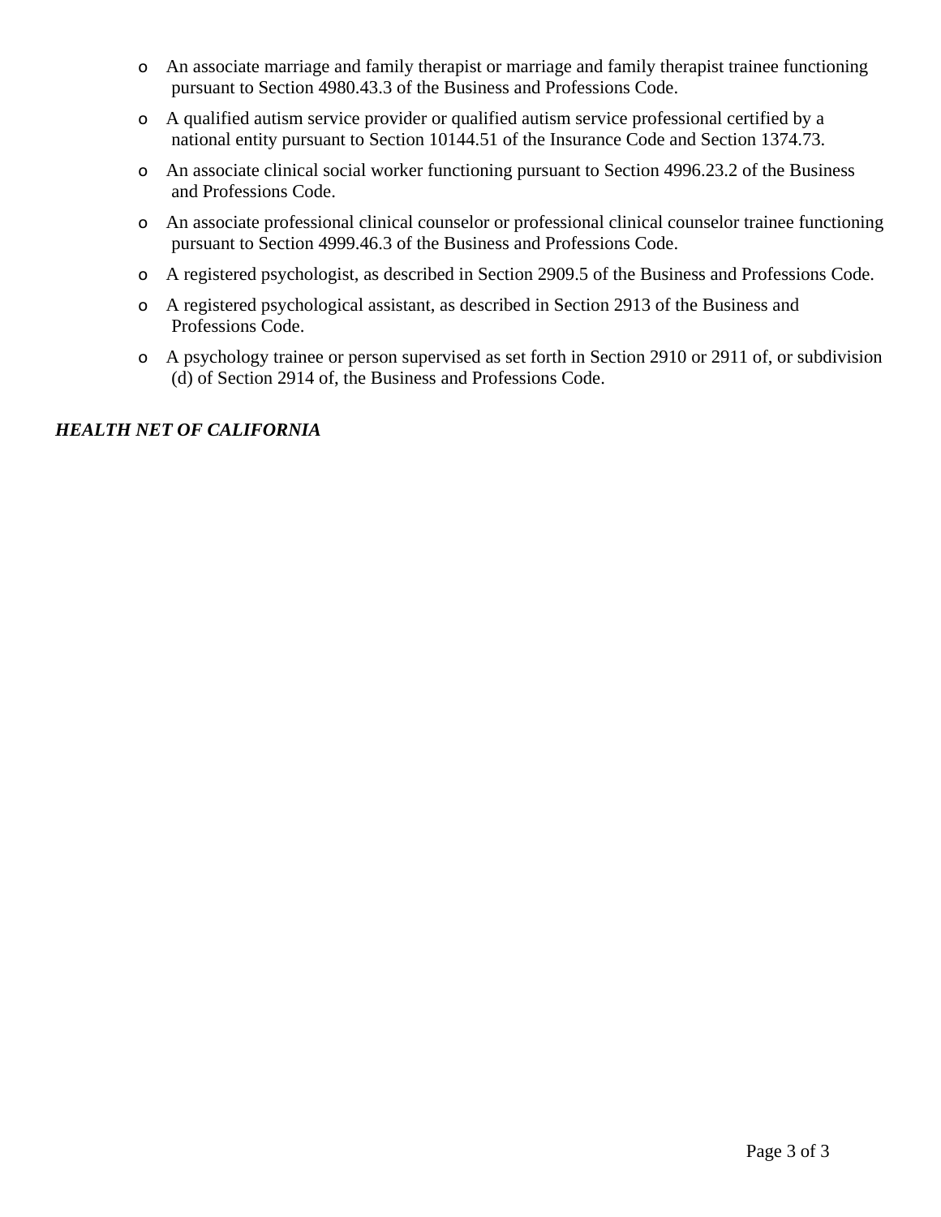- An associate marriage and family therapist or marriage and family therapist trainee functioning pursuant to Section 4980.43.3 of the Business and Professions Code.
- A qualified autism service provider or qualified autism service professional certified by a national entity pursuant to Section 10144.51 of the Insurance Code and Section 1374.73.
- An associate clinical social worker functioning pursuant to Section 4996.23.2 of the Business and Professions Code.
- An associate professional clinical counselor or professional clinical counselor trainee functioning pursuant to Section 4999.46.3 of the Business and Professions Code.
- A registered psychologist, as described in Section 2909.5 of the Business and Professions Code.
- A registered psychological assistant, as described in Section 2913 of the Business and Professions Code.
- A psychology trainee or person supervised as set forth in Section 2910 or 2911 of, or subdivision (d) of Section 2914 of, the Business and Professions Code.

***HEALTH NET OF CALIFORNIA***